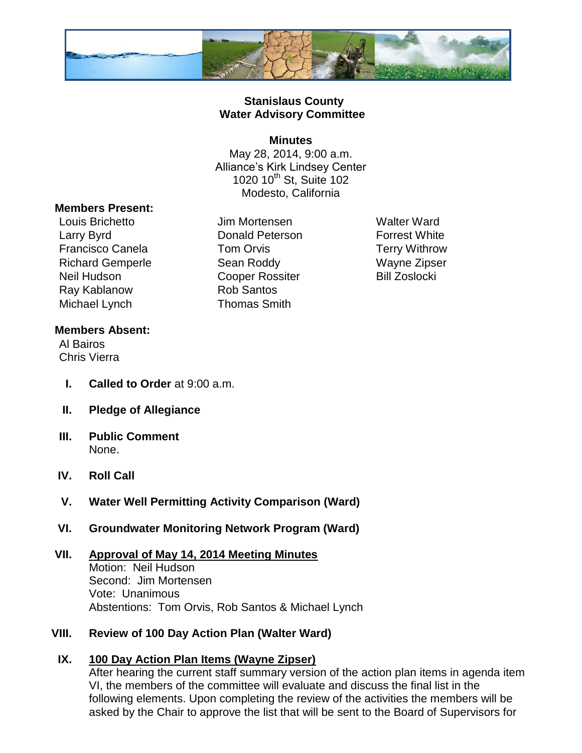**Stanislaus County**
**Water Advisory Committee**

**Minutes**

May 28, 2014, 9:00 a.m.
Alliance's Kirk Lindsey Center
1020 10th St, Suite 102
Modesto, California

**Members Present:**

Louis Brichetto
Larry Byrd
Francisco Canela
Richard Gemperle
Neil Hudson
Ray Kablanow
Michael Lynch
Jim Mortensen
Donald Peterson
Tom Orvis
Sean Roddy
Cooper Rossiter
Rob Santos
Thomas Smith
Walter Ward
Forrest White
Terry Withrow
Wayne Zipser
Bill Zoslocki

**Members Absent:**

Al Bairos
Chris Vierra

I. **Called to Order** at 9:00 a.m.

II. **Pledge of Allegiance**

III. **Public Comment**
None.

IV. **Roll Call**

V. **Water Well Permitting Activity Comparison (Ward)**

VI. **Groundwater Monitoring Network Program (Ward)**

VII. **Approval of May 14, 2014 Meeting Minutes**
Motion: Neil Hudson
Second: Jim Mortensen
Vote: Unanimous
Abstentions: Tom Orvis, Rob Santos & Michael Lynch

VIII. **Review of 100 Day Action Plan (Walter Ward)**

IX. **100 Day Action Plan Items (Wayne Zipser)**
After hearing the current staff summary version of the action plan items in agenda item VI, the members of the committee will evaluate and discuss the final list in the following elements. Upon completing the review of the activities the members will be asked by the Chair to approve the list that will be sent to the Board of Supervisors for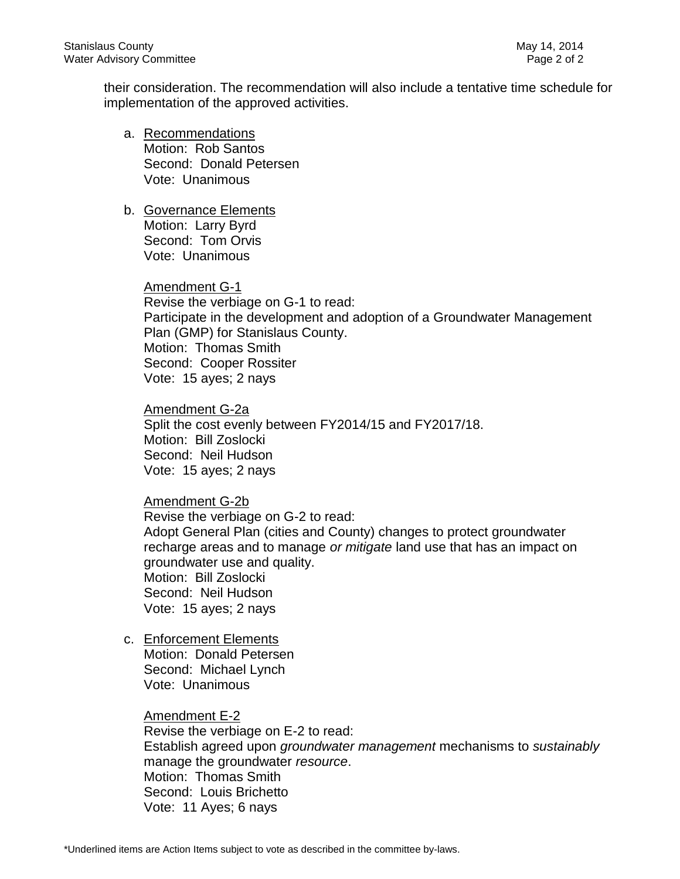their consideration. The recommendation will also include a tentative time schedule for implementation of the approved activities.

a. Recommendations
   Motion: Rob Santos
   Second: Donald Petersen
   Vote: Unanimous

b. Governance Elements
   Motion: Larry Byrd
   Second: Tom Orvis
   Vote: Unanimous

   Amendment G-1
   Revise the verbiage on G-1 to read:
   Participate in the development and adoption of a Groundwater Management Plan (GMP) for Stanislaus County.
   Motion: Thomas Smith
   Second: Cooper Rossiter
   Vote: 15 ayes; 2 nays

   Amendment G-2a
   Split the cost evenly between FY2014/15 and FY2017/18.
   Motion: Bill Zoslocki
   Second: Neil Hudson
   Vote: 15 ayes; 2 nays

   Amendment G-2b
   Revise the verbiage on G-2 to read:
   Adopt General Plan (cities and County) changes to protect groundwater recharge areas and to manage *or mitigate* land use that has an impact on groundwater use and quality.
   Motion: Bill Zoslocki
   Second: Neil Hudson
   Vote: 15 ayes; 2 nays

c. Enforcement Elements
   Motion: Donald Petersen
   Second: Michael Lynch
   Vote: Unanimous

   Amendment E-2
   Revise the verbiage on E-2 to read:
   Establish agreed upon *groundwater management* mechanisms to *sustainably* manage the groundwater *resource*.
   Motion: Thomas Smith
   Second: Louis Brichetto
   Vote: 11 Ayes; 6 nays

*Underlined items are Action Items subject to vote as described in the committee by-laws.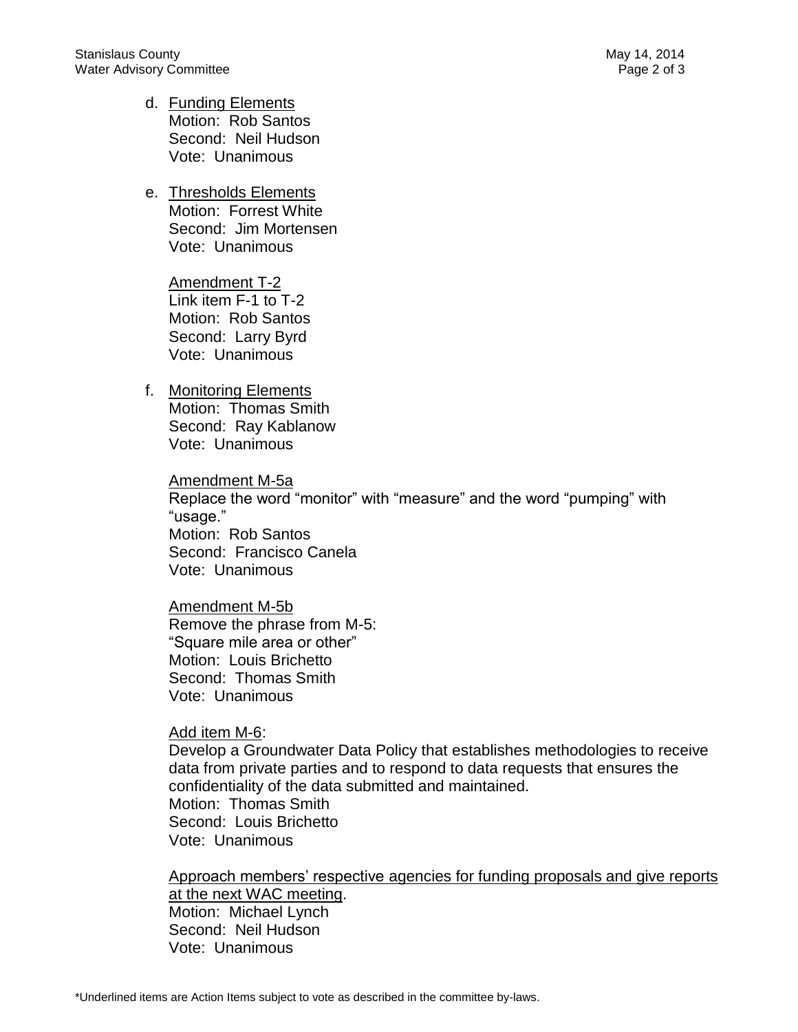d. Funding Elements
   Motion: Rob Santos
   Second: Neil Hudson
   Vote: Unanimous

e. Thresholds Elements
   Motion: Forrest White
   Second: Jim Mortensen
   Vote: Unanimous

   Amendment T-2
   Link item F-1 to T-2
   Motion: Rob Santos
   Second: Larry Byrd
   Vote: Unanimous

f. Monitoring Elements
   Motion: Thomas Smith
   Second: Ray Kablanow
   Vote: Unanimous

   Amendment M-5a
   Replace the word "monitor" with "measure" and the word "pumping" with "usage."
   Motion: Rob Santos
   Second: Francisco Canela
   Vote: Unanimous

   Amendment M-5b
   Remove the phrase from M-5:
   "Square mile area or other"
   Motion: Louis Brichetto
   Second: Thomas Smith
   Vote: Unanimous

   Add item M-6:
   Develop a Groundwater Data Policy that establishes methodologies to receive data from private parties and to respond to data requests that ensures the confidentiality of the data submitted and maintained.
   Motion: Thomas Smith
   Second: Louis Brichetto
   Vote: Unanimous

   Approach members' respective agencies for funding proposals and give reports at the next WAC meeting.
   Motion: Michael Lynch
   Second: Neil Hudson
   Vote: Unanimous

*Underlined items are Action Items subject to vote as described in the committee by-laws.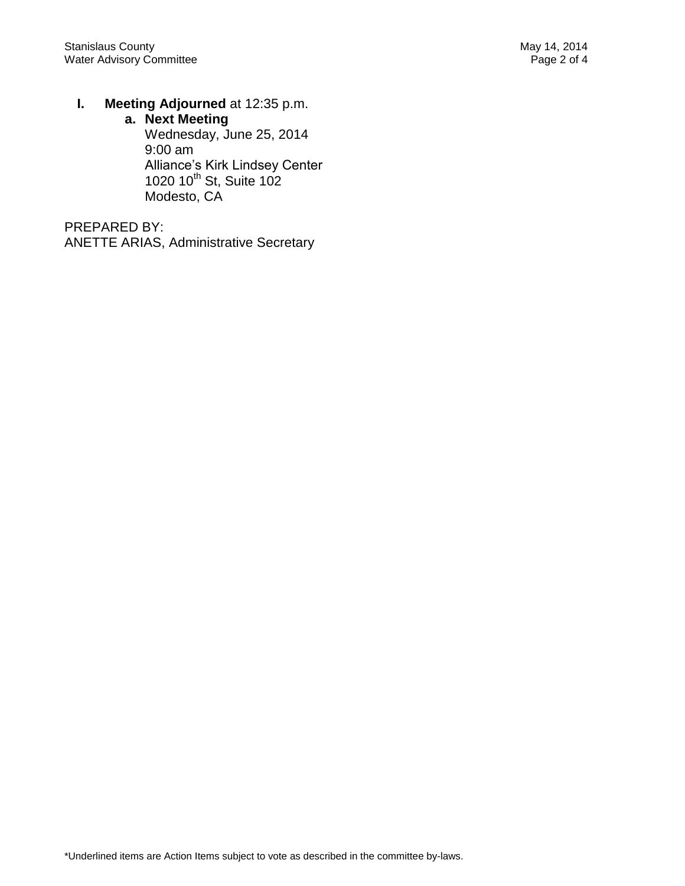**I. Meeting Adjourned** at 12:35 p.m.

**a. Next Meeting**
Wednesday, June 25, 2014
9:00 am
Alliance's Kirk Lindsey Center
1020 10th St, Suite 102
Modesto, CA

PREPARED BY:
ANETTE ARIAS, Administrative Secretary

*Underlined items are Action Items subject to vote as described in the committee by-laws.